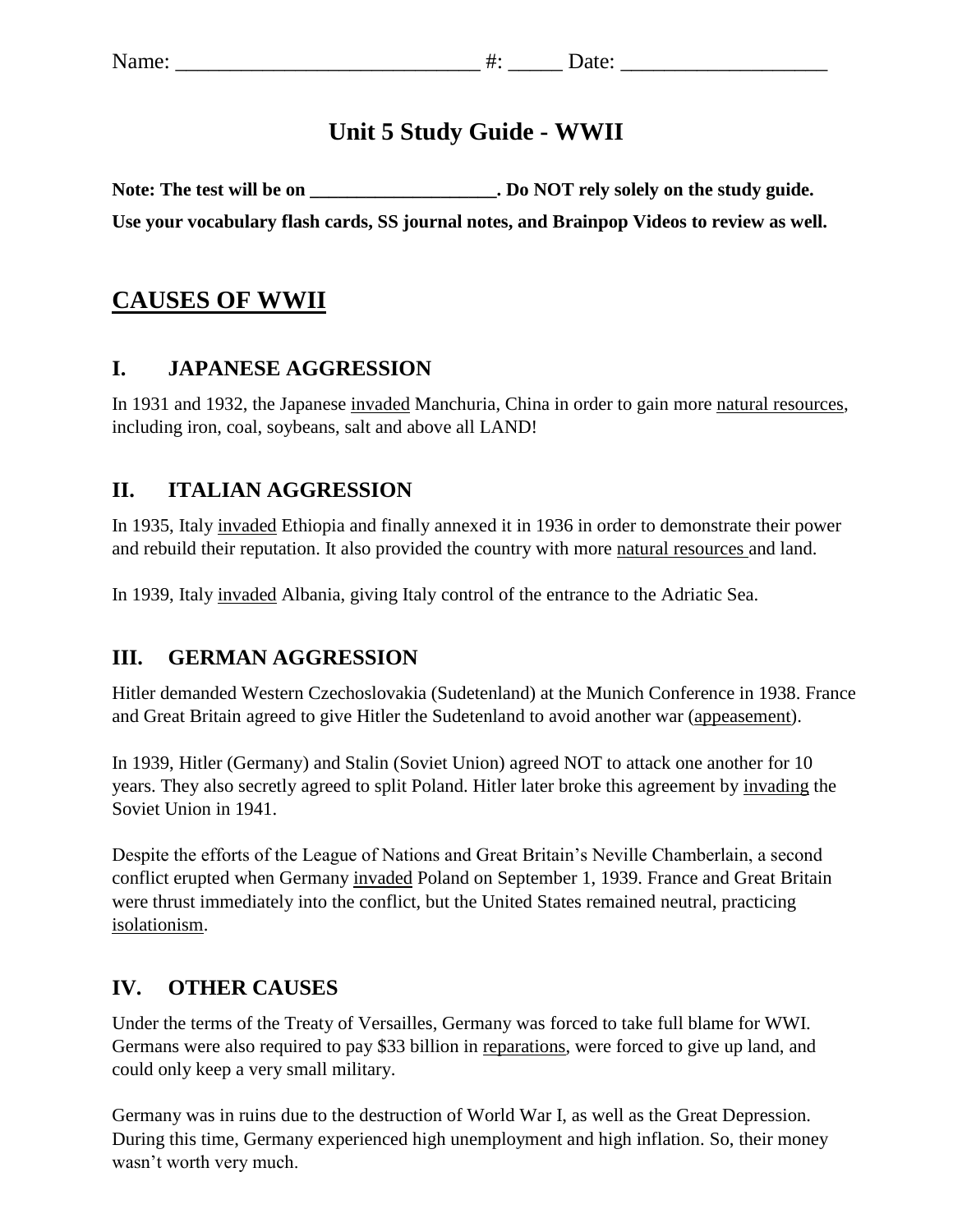Name: ____________________________ #: _____ Date: ___________________

# Unit 5 Study Guide - WWII

**Note: The test will be on ____________________. Do NOT rely solely on the study guide. Use your vocabulary flash cards, SS journal notes, and Brainpop Videos to review as well.**

## CAUSES OF WWII

### I. JAPANESE AGGRESSION

In 1931 and 1932, the Japanese invaded Manchuria, China in order to gain more natural resources, including iron, coal, soybeans, salt and above all LAND!

### II. ITALIAN AGGRESSION

In 1935, Italy invaded Ethiopia and finally annexed it in 1936 in order to demonstrate their power and rebuild their reputation. It also provided the country with more natural resources and land.

In 1939, Italy invaded Albania, giving Italy control of the entrance to the Adriatic Sea.

### III. GERMAN AGGRESSION

Hitler demanded Western Czechoslovakia (Sudetenland) at the Munich Conference in 1938. France and Great Britain agreed to give Hitler the Sudetenland to avoid another war (appeasement).

In 1939, Hitler (Germany) and Stalin (Soviet Union) agreed NOT to attack one another for 10 years. They also secretly agreed to split Poland. Hitler later broke this agreement by invading the Soviet Union in 1941.

Despite the efforts of the League of Nations and Great Britain's Neville Chamberlain, a second conflict erupted when Germany invaded Poland on September 1, 1939. France and Great Britain were thrust immediately into the conflict, but the United States remained neutral, practicing isolationism.

### IV. OTHER CAUSES

Under the terms of the Treaty of Versailles, Germany was forced to take full blame for WWI. Germans were also required to pay $33 billion in reparations, were forced to give up land, and could only keep a very small military.

Germany was in ruins due to the destruction of World War I, as well as the Great Depression. During this time, Germany experienced high unemployment and high inflation. So, their money wasn't worth very much.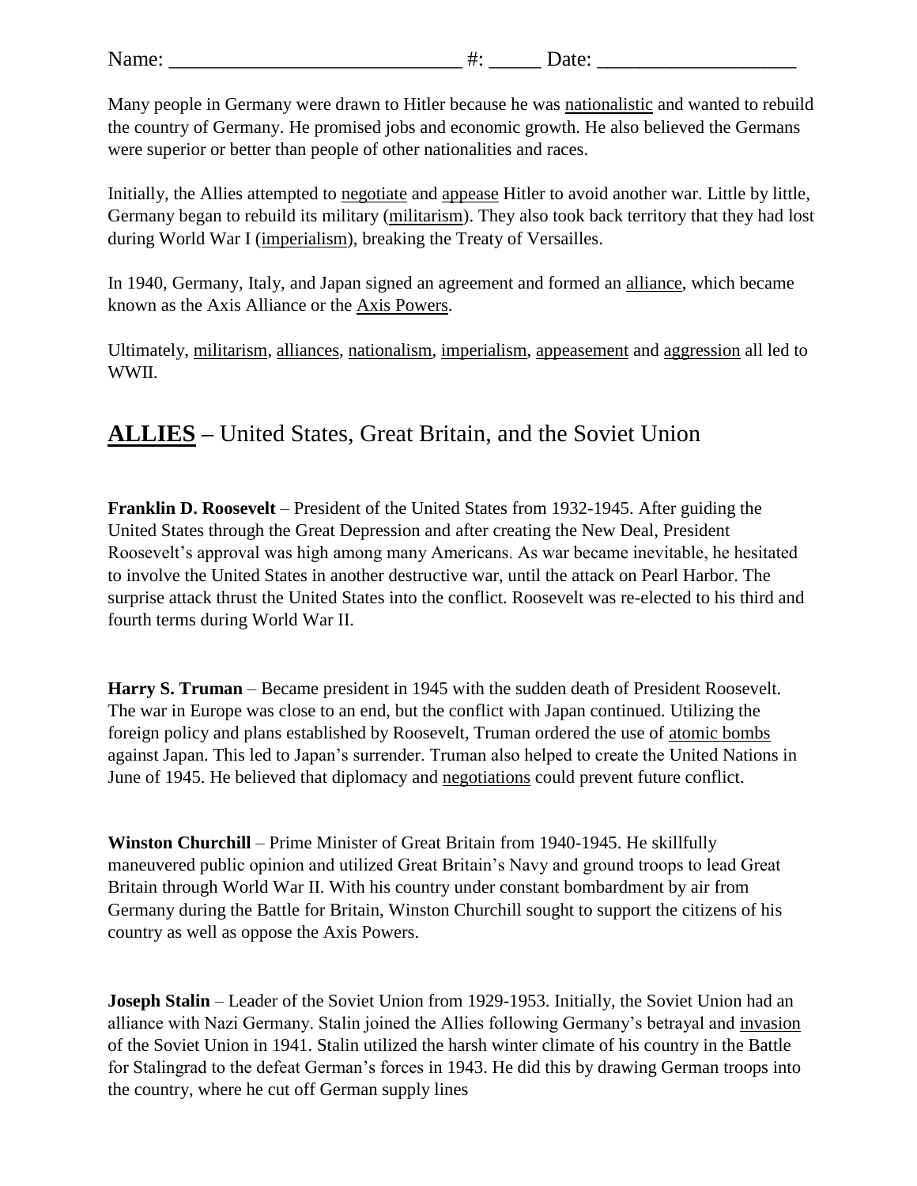Name: ____________________________ #: _____ Date: ___________________

Many people in Germany were drawn to Hitler because he was nationalistic and wanted to rebuild the country of Germany. He promised jobs and economic growth. He also believed the Germans were superior or better than people of other nationalities and races.

Initially, the Allies attempted to negotiate and appease Hitler to avoid another war. Little by little, Germany began to rebuild its military (militarism). They also took back territory that they had lost during World War I (imperialism), breaking the Treaty of Versailles.

In 1940, Germany, Italy, and Japan signed an agreement and formed an alliance, which became known as the Axis Alliance or the Axis Powers.

Ultimately, militarism, alliances, nationalism, imperialism, appeasement and aggression all led to WWII.

## **ALLIES** – United States, Great Britain, and the Soviet Union

**Franklin D. Roosevelt** – President of the United States from 1932-1945. After guiding the United States through the Great Depression and after creating the New Deal, President Roosevelt's approval was high among many Americans. As war became inevitable, he hesitated to involve the United States in another destructive war, until the attack on Pearl Harbor. The surprise attack thrust the United States into the conflict. Roosevelt was re-elected to his third and fourth terms during World War II.

**Harry S. Truman** – Became president in 1945 with the sudden death of President Roosevelt. The war in Europe was close to an end, but the conflict with Japan continued. Utilizing the foreign policy and plans established by Roosevelt, Truman ordered the use of atomic bombs against Japan. This led to Japan's surrender. Truman also helped to create the United Nations in June of 1945. He believed that diplomacy and negotiations could prevent future conflict.

**Winston Churchill** – Prime Minister of Great Britain from 1940-1945. He skillfully maneuvered public opinion and utilized Great Britain's Navy and ground troops to lead Great Britain through World War II. With his country under constant bombardment by air from Germany during the Battle for Britain, Winston Churchill sought to support the citizens of his country as well as oppose the Axis Powers.

**Joseph Stalin** – Leader of the Soviet Union from 1929-1953. Initially, the Soviet Union had an alliance with Nazi Germany. Stalin joined the Allies following Germany's betrayal and invasion of the Soviet Union in 1941. Stalin utilized the harsh winter climate of his country in the Battle for Stalingrad to the defeat German's forces in 1943. He did this by drawing German troops into the country, where he cut off German supply lines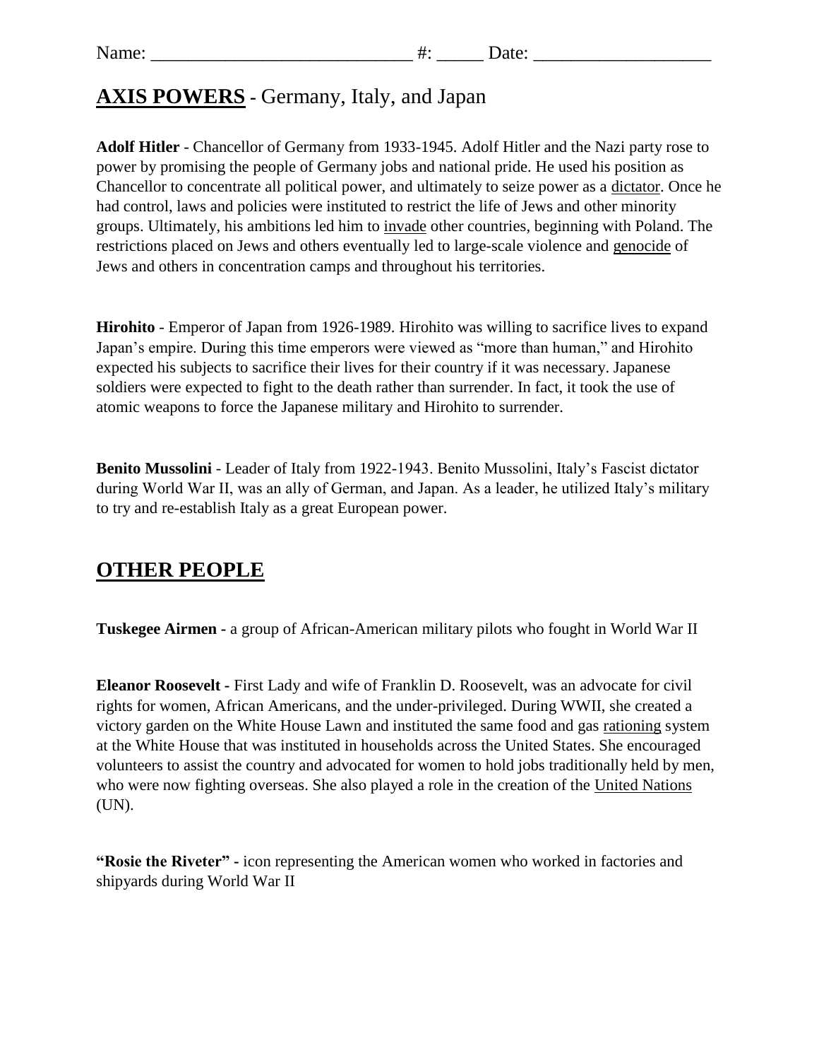Name: ____________________________ #: _____ Date: ___________________

## AXIS POWERS - Germany, Italy, and Japan

**Adolf Hitler** - Chancellor of Germany from 1933-1945. Adolf Hitler and the Nazi party rose to power by promising the people of Germany jobs and national pride. He used his position as Chancellor to concentrate all political power, and ultimately to seize power as a dictator. Once he had control, laws and policies were instituted to restrict the life of Jews and other minority groups. Ultimately, his ambitions led him to invade other countries, beginning with Poland. The restrictions placed on Jews and others eventually led to large-scale violence and genocide of Jews and others in concentration camps and throughout his territories.

**Hirohito** - Emperor of Japan from 1926-1989. Hirohito was willing to sacrifice lives to expand Japan's empire. During this time emperors were viewed as "more than human," and Hirohito expected his subjects to sacrifice their lives for their country if it was necessary. Japanese soldiers were expected to fight to the death rather than surrender. In fact, it took the use of atomic weapons to force the Japanese military and Hirohito to surrender.

**Benito Mussolini** - Leader of Italy from 1922-1943. Benito Mussolini, Italy's Fascist dictator during World War II, was an ally of German, and Japan. As a leader, he utilized Italy's military to try and re-establish Italy as a great European power.

## OTHER PEOPLE

**Tuskegee Airmen -** a group of African-American military pilots who fought in World War II

**Eleanor Roosevelt -** First Lady and wife of Franklin D. Roosevelt, was an advocate for civil rights for women, African Americans, and the under-privileged. During WWII, she created a victory garden on the White House Lawn and instituted the same food and gas rationing system at the White House that was instituted in households across the United States. She encouraged volunteers to assist the country and advocated for women to hold jobs traditionally held by men, who were now fighting overseas. She also played a role in the creation of the United Nations (UN).

**"Rosie the Riveter" -** icon representing the American women who worked in factories and shipyards during World War II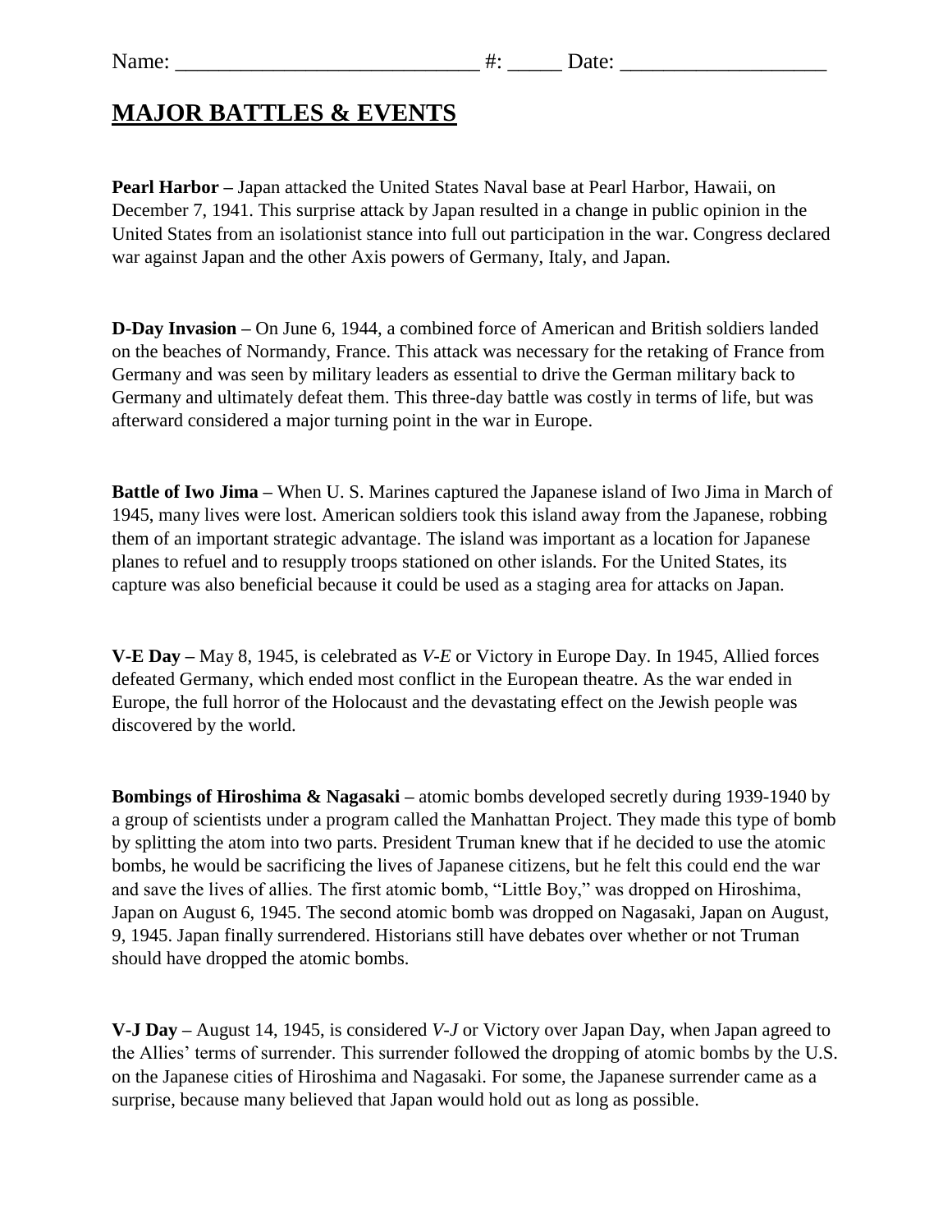Name: ____________________________ #: _____ Date: ___________________

# MAJOR BATTLES & EVENTS

**Pearl Harbor –** Japan attacked the United States Naval base at Pearl Harbor, Hawaii, on December 7, 1941. This surprise attack by Japan resulted in a change in public opinion in the United States from an isolationist stance into full out participation in the war. Congress declared war against Japan and the other Axis powers of Germany, Italy, and Japan.

**D-Day Invasion –** On June 6, 1944, a combined force of American and British soldiers landed on the beaches of Normandy, France. This attack was necessary for the retaking of France from Germany and was seen by military leaders as essential to drive the German military back to Germany and ultimately defeat them. This three-day battle was costly in terms of life, but was afterward considered a major turning point in the war in Europe.

**Battle of Iwo Jima –** When U. S. Marines captured the Japanese island of Iwo Jima in March of 1945, many lives were lost. American soldiers took this island away from the Japanese, robbing them of an important strategic advantage. The island was important as a location for Japanese planes to refuel and to resupply troops stationed on other islands. For the United States, its capture was also beneficial because it could be used as a staging area for attacks on Japan.

**V-E Day –** May 8, 1945, is celebrated as *V-E* or Victory in Europe Day. In 1945, Allied forces defeated Germany, which ended most conflict in the European theatre. As the war ended in Europe, the full horror of the Holocaust and the devastating effect on the Jewish people was discovered by the world.

**Bombings of Hiroshima & Nagasaki –** atomic bombs developed secretly during 1939-1940 by a group of scientists under a program called the Manhattan Project. They made this type of bomb by splitting the atom into two parts. President Truman knew that if he decided to use the atomic bombs, he would be sacrificing the lives of Japanese citizens, but he felt this could end the war and save the lives of allies. The first atomic bomb, "Little Boy," was dropped on Hiroshima, Japan on August 6, 1945. The second atomic bomb was dropped on Nagasaki, Japan on August, 9, 1945. Japan finally surrendered. Historians still have debates over whether or not Truman should have dropped the atomic bombs.

**V-J Day –** August 14, 1945, is considered *V-J* or Victory over Japan Day, when Japan agreed to the Allies' terms of surrender. This surrender followed the dropping of atomic bombs by the U.S. on the Japanese cities of Hiroshima and Nagasaki. For some, the Japanese surrender came as a surprise, because many believed that Japan would hold out as long as possible.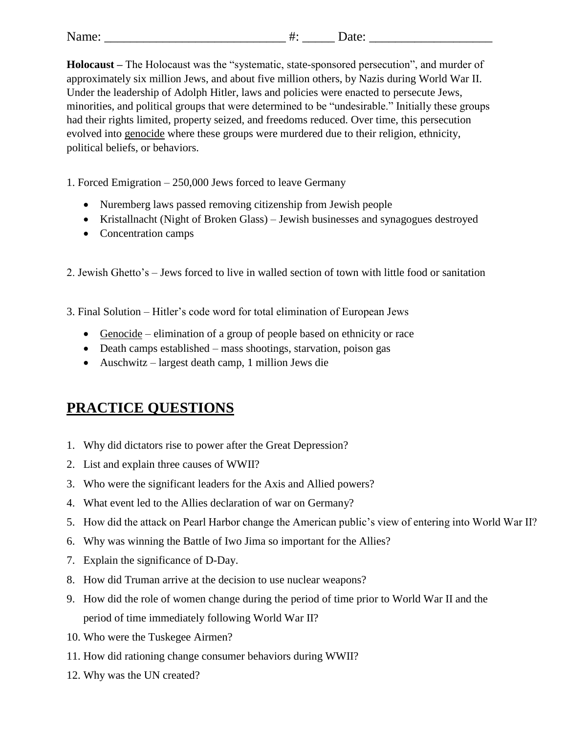Name: ____________________________ #: _____ Date: ___________________

**Holocaust –** The Holocaust was the "systematic, state-sponsored persecution", and murder of approximately six million Jews, and about five million others, by Nazis during World War II. Under the leadership of Adolph Hitler, laws and policies were enacted to persecute Jews, minorities, and political groups that were determined to be "undesirable." Initially these groups had their rights limited, property seized, and freedoms reduced. Over time, this persecution evolved into <u>genocide</u> where these groups were murdered due to their religion, ethnicity, political beliefs, or behaviors.

1. Forced Emigration – 250,000 Jews forced to leave Germany

- Nuremberg laws passed removing citizenship from Jewish people
- Kristallnacht (Night of Broken Glass) – Jewish businesses and synagogues destroyed
- Concentration camps

2. Jewish Ghetto's – Jews forced to live in walled section of town with little food or sanitation

3. Final Solution – Hitler's code word for total elimination of European Jews

- <u>Genocide</u> – elimination of a group of people based on ethnicity or race
- Death camps established – mass shootings, starvation, poison gas
- Auschwitz – largest death camp, 1 million Jews die

## PRACTICE QUESTIONS

1. Why did dictators rise to power after the Great Depression?
2. List and explain three causes of WWII?
3. Who were the significant leaders for the Axis and Allied powers?
4. What event led to the Allies declaration of war on Germany?
5. How did the attack on Pearl Harbor change the American public's view of entering into World War II?
6. Why was winning the Battle of Iwo Jima so important for the Allies?
7. Explain the significance of D-Day.
8. How did Truman arrive at the decision to use nuclear weapons?
9. How did the role of women change during the period of time prior to World War II and the period of time immediately following World War II?
10. Who were the Tuskegee Airmen?
11. How did rationing change consumer behaviors during WWII?
12. Why was the UN created?